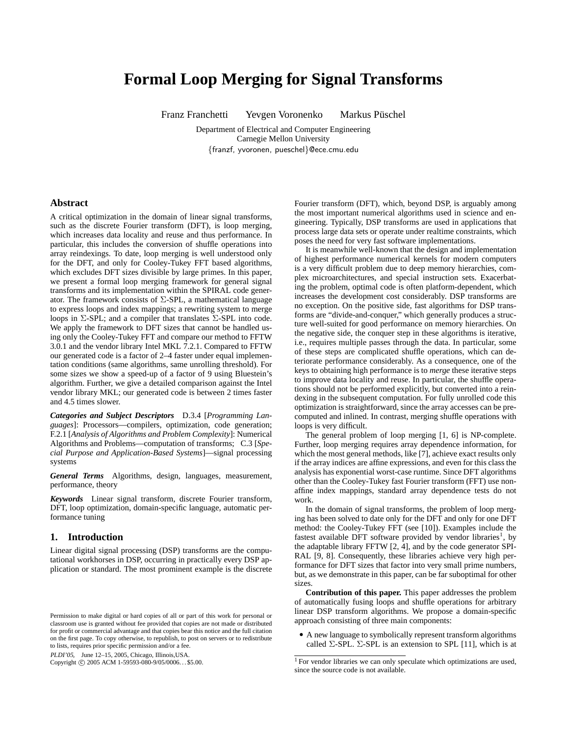# Formal Loop Merging for Signal Transforms

Franz Franchetti  Yevgen Voronenko  Markus Püschel

Department of Electrical and Computer Engineering
Carnegie Mellon University
{franzf, yvoronen, pueschel}@ece.cmu.edu

## Abstract

A critical optimization in the domain of linear signal transforms, such as the discrete Fourier transform (DFT), is loop merging, which increases data locality and reuse and thus performance. In particular, this includes the conversion of shuffle operations into array reindexings. To date, loop merging is well understood only for the DFT, and only for Cooley-Tukey FFT based algorithms, which excludes DFT sizes divisible by large primes. In this paper, we present a formal loop merging framework for general signal transforms and its implementation within the SPIRAL code generator. The framework consists of $\Sigma$-SPL, a mathematical language to express loops and index mappings; a rewriting system to merge loops in $\Sigma$-SPL; and a compiler that translates $\Sigma$-SPL into code. We apply the framework to DFT sizes that cannot be handled using only the Cooley-Tukey FFT and compare our method to FFTW 3.0.1 and the vendor library Intel MKL 7.2.1. Compared to FFTW our generated code is a factor of 2–4 faster under equal implementation conditions (same algorithms, same unrolling threshold). For some sizes we show a speed-up of a factor of 9 using Bluestein's algorithm. Further, we give a detailed comparison against the Intel vendor library MKL; our generated code is between 2 times faster and 4.5 times slower.

***Categories and Subject Descriptors*** D.3.4 [*Programming Languages*]: Processors—compilers, optimization, code generation; F.2.1 [*Analysis of Algorithms and Problem Complexity*]: Numerical Algorithms and Problems—computation of transforms; C.3 [*Special Purpose and Application-Based Systems*]—signal processing systems

***General Terms*** Algorithms, design, languages, measurement, performance, theory

***Keywords*** Linear signal transform, discrete Fourier transform, DFT, loop optimization, domain-specific language, automatic performance tuning

## 1. Introduction

Linear digital signal processing (DSP) transforms are the computational workhorses in DSP, occurring in practically every DSP application or standard. The most prominent example is the discrete Fourier transform (DFT), which, beyond DSP, is arguably among the most important numerical algorithms used in science and engineering. Typically, DSP transforms are used in applications that process large data sets or operate under realtime constraints, which poses the need for very fast software implementations.

It is meanwhile well-known that the design and implementation of highest performance numerical kernels for modern computers is a very difficult problem due to deep memory hierarchies, complex microarchitectures, and special instruction sets. Exacerbating the problem, optimal code is often platform-dependent, which increases the development cost considerably. DSP transforms are no exception. On the positive side, fast algorithms for DSP transforms are "divide-and-conquer," which generally produces a structure well-suited for good performance on memory hierarchies. On the negative side, the conquer step in these algorithms is iterative, i.e., requires multiple passes through the data. In particular, some of these steps are complicated shuffle operations, which can deteriorate performance considerably. As a consequence, one of the keys to obtaining high performance is to *merge* these iterative steps to improve data locality and reuse. In particular, the shuffle operations should not be performed explicitly, but converted into a reindexing in the subsequent computation. For fully unrolled code this optimization is straightforward, since the array accesses can be precomputed and inlined. In contrast, merging shuffle operations with loops is very difficult.

The general problem of loop merging [1, 6] is NP-complete. Further, loop merging requires array dependence information, for which the most general methods, like [7], achieve exact results only if the array indices are affine expressions, and even for this class the analysis has exponential worst-case runtime. Since DFT algorithms other than the Cooley-Tukey fast Fourier transform (FFT) use non-affine index mappings, standard array dependence tests do not work.

In the domain of signal transforms, the problem of loop merging has been solved to date only for the DFT and only for one DFT method: the Cooley-Tukey FFT (see [10]). Examples include the fastest available DFT software provided by vendor libraries[1], by the adaptable library FFTW [2, 4], and by the code generator SPIRAL [9, 8]. Consequently, these libraries achieve very high performance for DFT sizes that factor into very small prime numbers, but, as we demonstrate in this paper, can be far suboptimal for other sizes.

**Contribution of this paper.** This paper addresses the problem of automatically fusing loops and shuffle operations for arbitrary linear DSP transform algorithms. We propose a domain-specific approach consisting of three main components:

- A new language to symbolically represent transform algorithms called $\Sigma$-SPL. $\Sigma$-SPL is an extension to SPL [11], which is at

[1] For vendor libraries we can only speculate which optimizations are used, since the source code is not available.

Permission to make digital or hard copies of all or part of this work for personal or classroom use is granted without fee provided that copies are not made or distributed for profit or commercial advantage and that copies bear this notice and the full citation on the first page. To copy otherwise, to republish, to post on servers or to redistribute to lists, requires prior specific permission and/or a fee.

*PLDI'05,* June 12–15, 2005, Chicago, Illinois,USA.
Copyright © 2005 ACM 1-59593-080-9/05/0006...$5.00.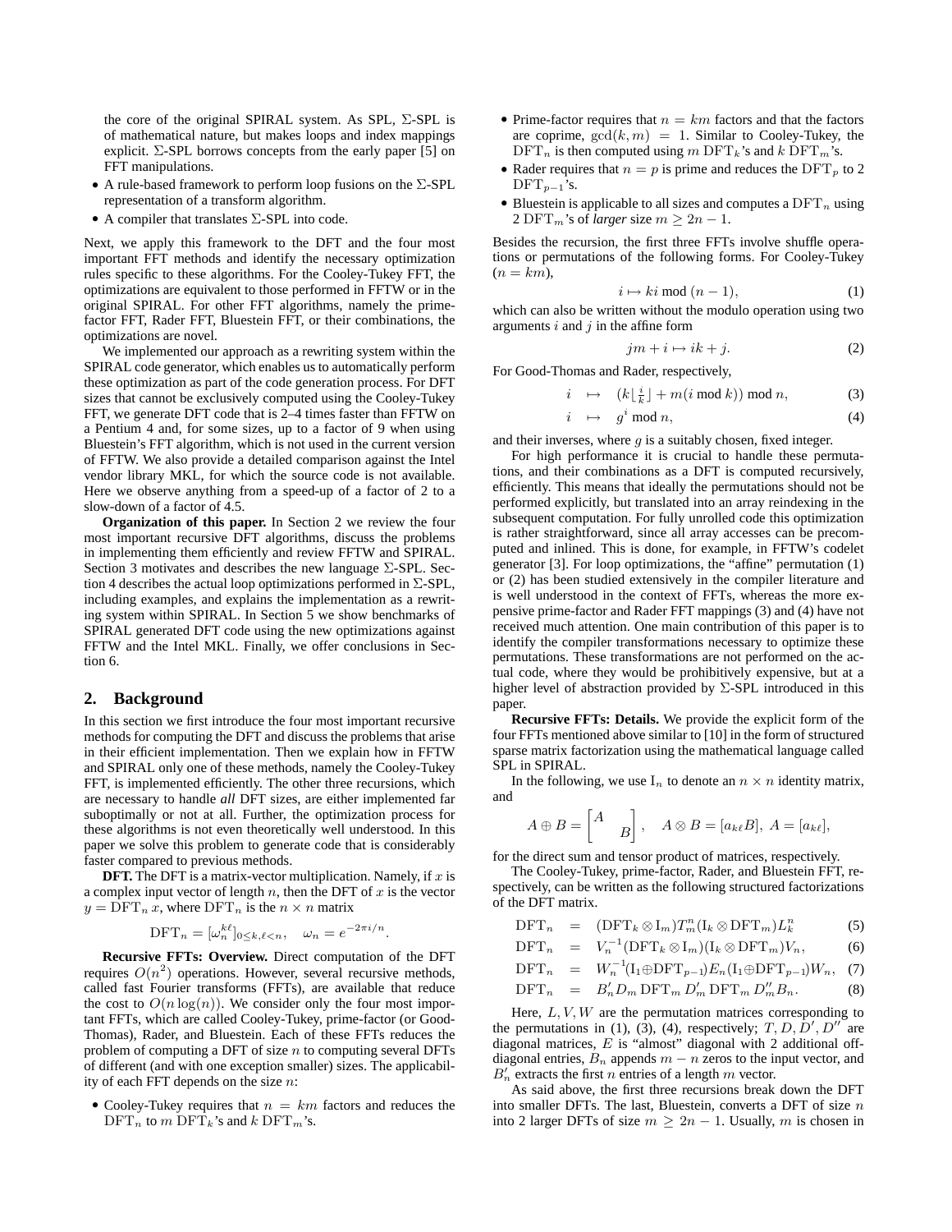the core of the original SPIRAL system. As SPL, Σ-SPL is of mathematical nature, but makes loops and index mappings explicit. Σ-SPL borrows concepts from the early paper [5] on FFT manipulations.

- A rule-based framework to perform loop fusions on the Σ-SPL representation of a transform algorithm.
- A compiler that translates Σ-SPL into code.

Next, we apply this framework to the DFT and the four most important FFT methods and identify the necessary optimization rules specific to these algorithms. For the Cooley-Tukey FFT, the optimizations are equivalent to those performed in FFTW or in the original SPIRAL. For other FFT algorithms, namely the prime-factor FFT, Rader FFT, Bluestein FFT, or their combinations, the optimizations are novel.

We implemented our approach as a rewriting system within the SPIRAL code generator, which enables us to automatically perform these optimization as part of the code generation process. For DFT sizes that cannot be exclusively computed using the Cooley-Tukey FFT, we generate DFT code that is 2–4 times faster than FFTW on a Pentium 4 and, for some sizes, up to a factor of 9 when using Bluestein's FFT algorithm, which is not used in the current version of FFTW. We also provide a detailed comparison against the Intel vendor library MKL, for which the source code is not available. Here we observe anything from a speed-up of a factor of 2 to a slow-down of a factor of 4.5.

**Organization of this paper.** In Section 2 we review the four most important recursive DFT algorithms, discuss the problems in implementing them efficiently and review FFTW and SPIRAL. Section 3 motivates and describes the new language Σ-SPL. Section 4 describes the actual loop optimizations performed in Σ-SPL, including examples, and explains the implementation as a rewriting system within SPIRAL. In Section 5 we show benchmarks of SPIRAL generated DFT code using the new optimizations against FFTW and the Intel MKL. Finally, we offer conclusions in Section 6.

## 2. Background

In this section we first introduce the four most important recursive methods for computing the DFT and discuss the problems that arise in their efficient implementation. Then we explain how in FFTW and SPIRAL only one of these methods, namely the Cooley-Tukey FFT, is implemented efficiently. The other three recursions, which are necessary to handle *all* DFT sizes, are either implemented far suboptimally or not at all. Further, the optimization process for these algorithms is not even theoretically well understood. In this paper we solve this problem to generate code that is considerably faster compared to previous methods.

**DFT.** The DFT is a matrix-vector multiplication. Namely, if $x$ is a complex input vector of length $n$, then the DFT of $x$ is the vector $y = \mathrm{DFT}_n\, x$, where $\mathrm{DFT}_n$ is the $n \times n$ matrix

$$\mathrm{DFT}_n = [\omega_n^{k\ell}]_{0\le k,\ell<n}, \quad \omega_n = e^{-2\pi i/n}.$$

**Recursive FFTs: Overview.** Direct computation of the DFT requires $O(n^2)$ operations. However, several recursive methods, called fast Fourier transforms (FFTs), are available that reduce the cost to $O(n\log(n))$. We consider only the four most important FFTs, which are called Cooley-Tukey, prime-factor (or Good-Thomas), Rader, and Bluestein. Each of these FFTs reduces the problem of computing a DFT of size $n$ to computing several DFTs of different (and with one exception smaller) sizes. The applicability of each FFT depends on the size $n$:

- Cooley-Tukey requires that $n = km$ factors and reduces the $\mathrm{DFT}_n$ to $m$ $\mathrm{DFT}_k$'s and $k$ $\mathrm{DFT}_m$'s.
- Prime-factor requires that $n = km$ factors and that the factors are coprime, $\gcd(k, m) = 1$. Similar to Cooley-Tukey, the $\mathrm{DFT}_n$ is then computed using $m$ $\mathrm{DFT}_k$'s and $k$ $\mathrm{DFT}_m$'s.
- Rader requires that $n = p$ is prime and reduces the $\mathrm{DFT}_p$ to 2 $\mathrm{DFT}_{p-1}$'s.
- Bluestein is applicable to all sizes and computes a $\mathrm{DFT}_n$ using 2 $\mathrm{DFT}_m$'s of *larger* size $m \ge 2n-1$.

Besides the recursion, the first three FFTs involve shuffle operations or permutations of the following forms. For Cooley-Tukey ($n = km$),

$$i \mapsto ki \bmod (n-1), \tag{1}$$

which can also be written without the modulo operation using two arguments $i$ and $j$ in the affine form

$$jm + i \mapsto ik + j. \tag{2}$$

For Good-Thomas and Rader, respectively,

$$i \mapsto (k\lfloor \tfrac{i}{k} \rfloor + m(i \bmod k)) \bmod n, \tag{3}$$

$$i \mapsto g^i \bmod n, \tag{4}$$

and their inverses, where $g$ is a suitably chosen, fixed integer.

For high performance it is crucial to handle these permutations, and their combinations as a DFT is computed recursively, efficiently. This means that ideally the permutations should not be performed explicitly, but translated into an array reindexing in the subsequent computation. For fully unrolled code this optimization is rather straightforward, since all array accesses can be precomputed and inlined. This is done, for example, in FFTW's codelet generator [3]. For loop optimizations, the "affine" permutation (1) or (2) has been studied extensively in the compiler literature and is well understood in the context of FFTs, whereas the more expensive prime-factor and Rader FFT mappings (3) and (4) have not received much attention. One main contribution of this paper is to identify the compiler transformations necessary to optimize these permutations. These transformations are not performed on the actual code, where they would be prohibitively expensive, but at a higher level of abstraction provided by Σ-SPL introduced in this paper.

**Recursive FFTs: Details.** We provide the explicit form of the four FFTs mentioned above similar to [10] in the form of structured sparse matrix factorization using the mathematical language called SPL in SPIRAL.

In the following, we use $\mathrm{I}_n$ to denote an $n \times n$ identity matrix, and

$$A \oplus B = \begin{bmatrix} A & \\ & B \end{bmatrix}, \quad A \otimes B = [a_{k\ell}B],\ A = [a_{k\ell}],$$

for the direct sum and tensor product of matrices, respectively.

The Cooley-Tukey, prime-factor, Rader, and Bluestein FFT, respectively, can be written as the following structured factorizations of the DFT matrix.

$$\mathrm{DFT}_n = (\mathrm{DFT}_k \otimes \mathrm{I}_m) T_m^n (\mathrm{I}_k \otimes \mathrm{DFT}_m) L_k^n \tag{5}$$

$$\mathrm{DFT}_n = V_n^{-1} (\mathrm{DFT}_k \otimes \mathrm{I}_m)(\mathrm{I}_k \otimes \mathrm{DFT}_m) V_n, \tag{6}$$

$$\mathrm{DFT}_n = W_n^{-1} (\mathrm{I}_1 \oplus \mathrm{DFT}_{p-1}) E_n (\mathrm{I}_1 \oplus \mathrm{DFT}_{p-1}) W_n, \tag{7}$$

$$\mathrm{DFT}_n = B_n' D_m\, \mathrm{DFT}_m\, D_m'\, \mathrm{DFT}_m\, D_m'' B_n. \tag{8}$$

Here, $L, V, W$ are the permutation matrices corresponding to the permutations in (1), (3), (4), respectively; $T, D, D', D''$ are diagonal matrices, $E$ is "almost" diagonal with 2 additional off-diagonal entries, $B_n$ appends $m - n$ zeros to the input vector, and $B_n'$ extracts the first $n$ entries of a length $m$ vector.

As said above, the first three recursions break down the DFT into smaller DFTs. The last, Bluestein, converts a DFT of size $n$ into 2 larger DFTs of size $m \ge 2n-1$. Usually, $m$ is chosen in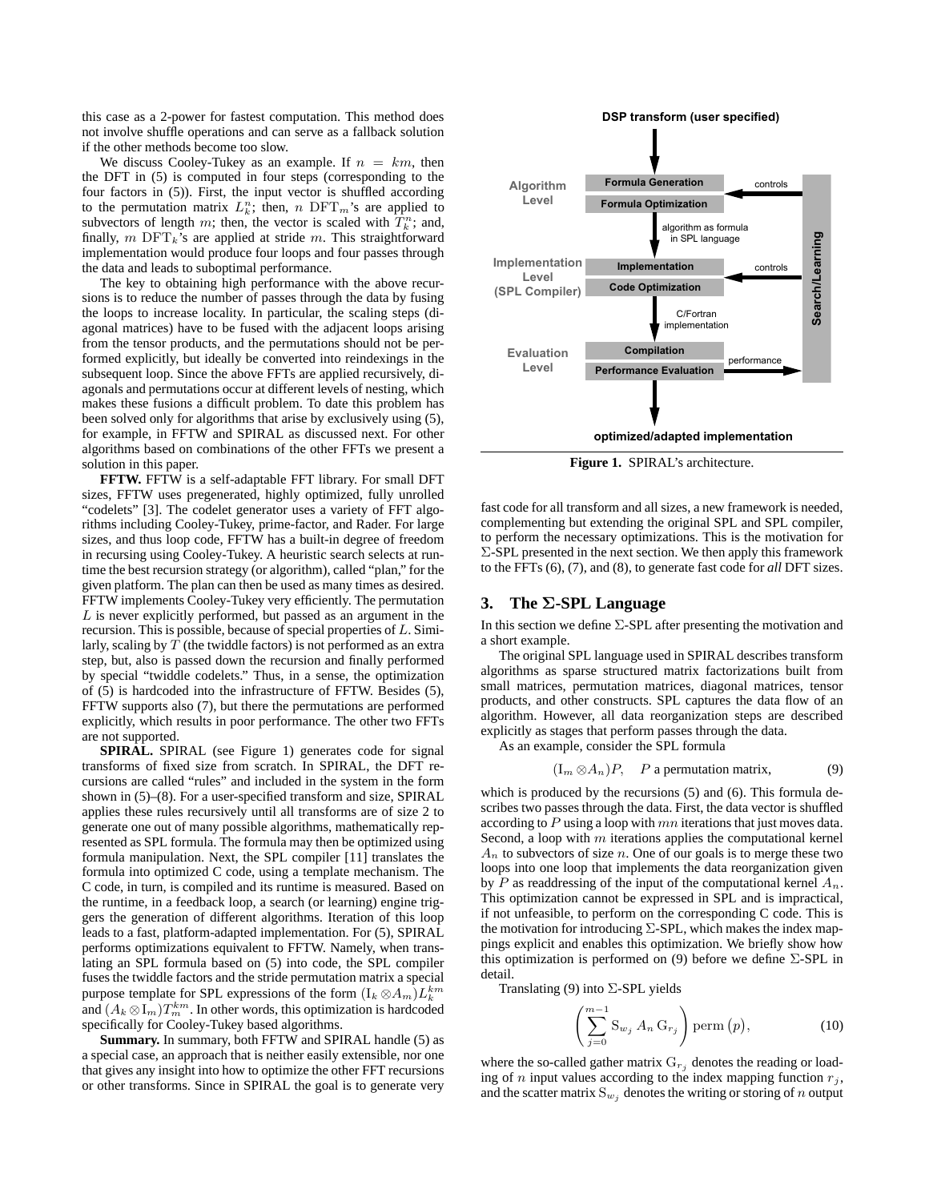this case as a 2-power for fastest computation. This method does not involve shuffle operations and can serve as a fallback solution if the other methods become too slow.

We discuss Cooley-Tukey as an example. If $n = km$, then the DFT in (5) is computed in four steps (corresponding to the four factors in (5)). First, the input vector is shuffled according to the permutation matrix $L_k^n$; then, $n$ $\mathrm{DFT}_m$'s are applied to subvectors of length $m$; then, the vector is scaled with $T_k^n$; and, finally, $m$ $\mathrm{DFT}_k$'s are applied at stride $m$. This straightforward implementation would produce four loops and four passes through the data and leads to suboptimal performance.

The key to obtaining high performance with the above recursions is to reduce the number of passes through the data by fusing the loops to increase locality. In particular, the scaling steps (diagonal matrices) have to be fused with the adjacent loops arising from the tensor products, and the permutations should not be performed explicitly, but ideally be converted into reindexings in the subsequent loop. Since the above FFTs are applied recursively, diagonals and permutations occur at different levels of nesting, which makes these fusions a difficult problem. To date this problem has been solved only for algorithms that arise by exclusively using (5), for example, in FFTW and SPIRAL as discussed next. For other algorithms based on combinations of the other FFTs we present a solution in this paper.

**FFTW.** FFTW is a self-adaptable FFT library. For small DFT sizes, FFTW uses pregenerated, highly optimized, fully unrolled "codelets" [3]. The codelet generator uses a variety of FFT algorithms including Cooley-Tukey, prime-factor, and Rader. For large sizes, and thus loop code, FFTW has a built-in degree of freedom in recursing using Cooley-Tukey. A heuristic search selects at runtime the best recursion strategy (or algorithm), called "plan," for the given platform. The plan can then be used as many times as desired. FFTW implements Cooley-Tukey very efficiently. The permutation $L$ is never explicitly performed, but passed as an argument in the recursion. This is possible, because of special properties of $L$. Similarly, scaling by $T$ (the twiddle factors) is not performed as an extra step, but, also is passed down the recursion and finally performed by special "twiddle codelets." Thus, in a sense, the optimization of (5) is hardcoded into the infrastructure of FFTW. Besides (5), FFTW supports also (7), but there the permutations are performed explicitly, which results in poor performance. The other two FFTs are not supported.

**SPIRAL.** SPIRAL (see Figure 1) generates code for signal transforms of fixed size from scratch. In SPIRAL, the DFT recursions are called "rules" and included in the system in the form shown in (5)–(8). For a user-specified transform and size, SPIRAL applies these rules recursively until all transforms are of size 2 to generate one out of many possible algorithms, mathematically represented as SPL formula. The formula may then be optimized using formula manipulation. Next, the SPL compiler [11] translates the formula into optimized C code, using a template mechanism. The C code, in turn, is compiled and its runtime is measured. Based on the runtime, in a feedback loop, a search (or learning) engine triggers the generation of different algorithms. Iteration of this loop leads to a fast, platform-adapted implementation. For (5), SPIRAL performs optimizations equivalent to FFTW. Namely, when translating an SPL formula based on (5) into code, the SPL compiler fuses the twiddle factors and the stride permutation matrix a special purpose template for SPL expressions of the form $(\mathrm{I}_k \otimes A_m)L_k^{km}$ and $(A_k \otimes \mathrm{I}_m)T_m^{km}$. In other words, this optimization is hardcoded specifically for Cooley-Tukey based algorithms.

**Summary.** In summary, both FFTW and SPIRAL handle (5) as a special case, an approach that is neither easily extensible, nor one that gives any insight into how to optimize the other FFT recursions or other transforms. Since in SPIRAL the goal is to generate very fast code for all transform and all sizes, a new framework is needed, complementing but extending the original SPL and SPL compiler, to perform the necessary optimizations. This is the motivation for Σ-SPL presented in the next section. We then apply this framework to the FFTs (6), (7), and (8), to generate fast code for *all* DFT sizes.

DSP transform (user specified)

Algorithm Level: Formula Generation, Formula Optimization — controls

algorithm as formula in SPL language

Implementation Level (SPL Compiler): Implementation, Code Optimization — controls

C/Fortran implementation

Evaluation Level: Compilation, Performance Evaluation — performance

Search/Learning

optimized/adapted implementation

**Figure 1.** SPIRAL's architecture.

## 3. The Σ-SPL Language

In this section we define Σ-SPL after presenting the motivation and a short example.

The original SPL language used in SPIRAL describes transform algorithms as sparse structured matrix factorizations built from small matrices, permutation matrices, diagonal matrices, tensor products, and other constructs. SPL captures the data flow of an algorithm. However, all data reorganization steps are described explicitly as stages that perform passes through the data.

As an example, consider the SPL formula

$$(\mathrm{I}_m \otimes A_n)P, \quad P \text{ a permutation matrix}, \tag{9}$$

which is produced by the recursions (5) and (6). This formula describes two passes through the data. First, the data vector is shuffled according to $P$ using a loop with $mn$ iterations that just moves data. Second, a loop with $m$ iterations applies the computational kernel $A_n$ to subvectors of size $n$. One of our goals is to merge these two loops into one loop that implements the data reorganization given by $P$ as readdressing of the input of the computational kernel $A_n$. This optimization cannot be expressed in SPL and is impractical, if not unfeasible, to perform on the corresponding C code. This is the motivation for introducing Σ-SPL, which makes the index mappings explicit and enables this optimization. We briefly show how this optimization is performed on (9) before we define Σ-SPL in detail.

Translating (9) into Σ-SPL yields

$$\left( \sum_{j=0}^{m-1} \mathrm{S}_{w_j} \, A_n \, \mathrm{G}_{r_j} \right) \mathrm{perm}\,(p), \tag{10}$$

where the so-called gather matrix $\mathrm{G}_{r_j}$ denotes the reading or loading of $n$ input values according to the index mapping function $r_j$, and the scatter matrix $\mathrm{S}_{w_j}$ denotes the writing or storing of $n$ output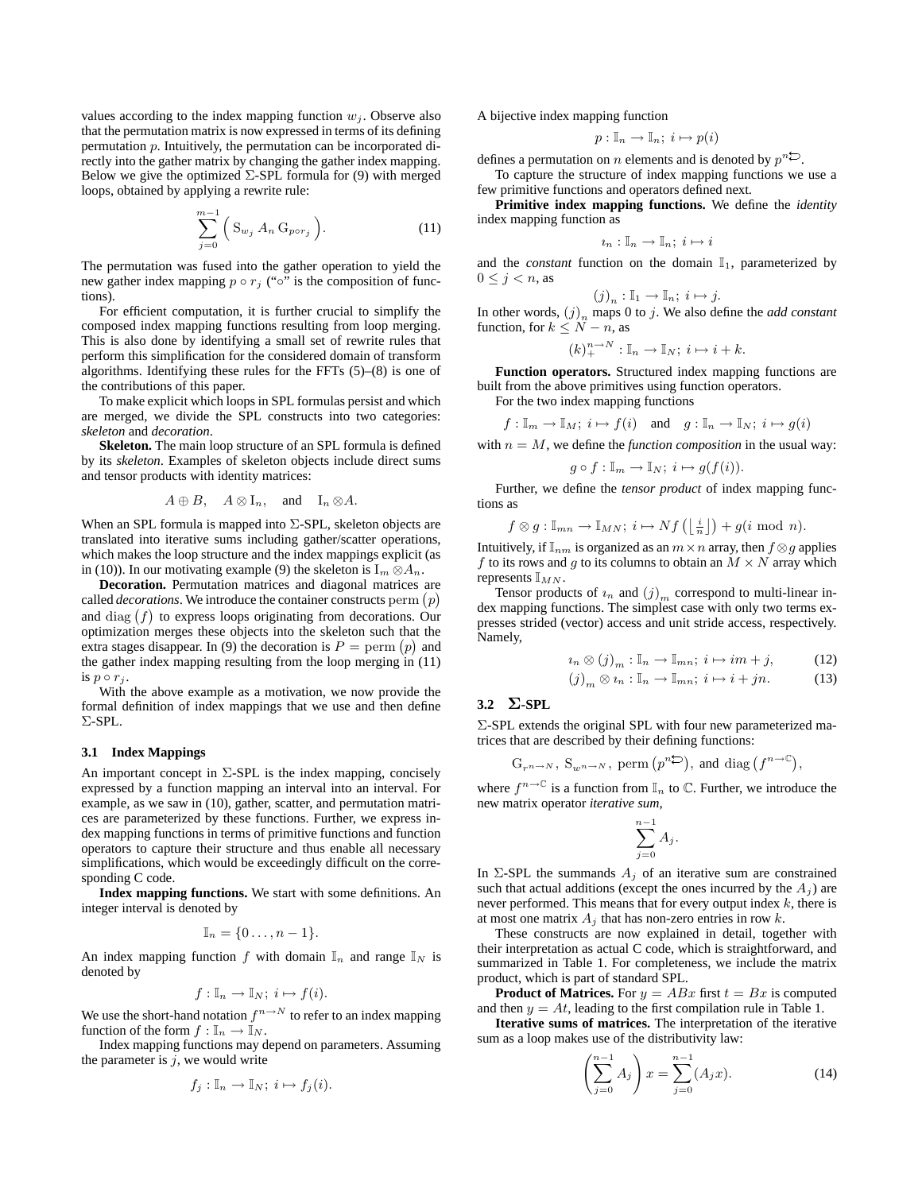values according to the index mapping function $w_j$. Observe also that the permutation matrix is now expressed in terms of its defining permutation $p$. Intuitively, the permutation can be incorporated directly into the gather matrix by changing the gather index mapping. Below we give the optimized $\Sigma$-SPL formula for (9) with merged loops, obtained by applying a rewrite rule:

$$\sum_{j=0}^{m-1} \Big( \mathrm{S}_{w_j}\, A_n\, \mathrm{G}_{p \circ r_j} \Big). \tag{11}$$

The permutation was fused into the gather operation to yield the new gather index mapping $p \circ r_j$ ("$\circ$" is the composition of functions).

For efficient computation, it is further crucial to simplify the composed index mapping functions resulting from loop merging. This is also done by identifying a small set of rewrite rules that perform this simplification for the considered domain of transform algorithms. Identifying these rules for the FFTs (5)–(8) is one of the contributions of this paper.

To make explicit which loops in SPL formulas persist and which are merged, we divide the SPL constructs into two categories: *skeleton* and *decoration*.

**Skeleton.** The main loop structure of an SPL formula is defined by its *skeleton*. Examples of skeleton objects include direct sums and tensor products with identity matrices:

$$A \oplus B, \quad A \otimes \mathrm{I}_n, \quad \text{and} \quad \mathrm{I}_n \otimes A.$$

When an SPL formula is mapped into $\Sigma$-SPL, skeleton objects are translated into iterative sums including gather/scatter operations, which makes the loop structure and the index mappings explicit (as in (10)). In our motivating example (9) the skeleton is $\mathrm{I}_m \otimes A_n$.

**Decoration.** Permutation matrices and diagonal matrices are called *decorations*. We introduce the container constructs $\mathrm{perm}\,(p)$ and $\mathrm{diag}\,(f)$ to express loops originating from decorations. Our optimization merges these objects into the skeleton such that the extra stages disappear. In (9) the decoration is $P = \mathrm{perm}\,(p)$ and the gather index mapping resulting from the loop merging in (11) is $p \circ r_j$.

With the above example as a motivation, we now provide the formal definition of index mappings that we use and then define $\Sigma$-SPL.

### 3.1 Index Mappings

An important concept in $\Sigma$-SPL is the index mapping, concisely expressed by a function mapping an interval into an interval. For example, as we saw in (10), gather, scatter, and permutation matrices are parameterized by these functions. Further, we express index mapping functions in terms of primitive functions and function operators to capture their structure and thus enable all necessary simplifications, which would be exceedingly difficult on the corresponding C code.

**Index mapping functions.** We start with some definitions. An integer interval is denoted by

$$\mathbb{I}_n = \{0 \ldots, n-1\}.$$

An index mapping function $f$ with domain $\mathbb{I}_n$ and range $\mathbb{I}_N$ is denoted by

$$f : \mathbb{I}_n \to \mathbb{I}_N;\ i \mapsto f(i).$$

We use the short-hand notation $f^{n \to N}$ to refer to an index mapping function of the form $f : \mathbb{I}_n \to \mathbb{I}_N$.

Index mapping functions may depend on parameters. Assuming the parameter is $j$, we would write

$$f_j : \mathbb{I}_n \to \mathbb{I}_N;\ i \mapsto f_j(i).$$

A bijective index mapping function

$$p : \mathbb{I}_n \to \mathbb{I}_n;\ i \mapsto p(i)$$

defines a permutation on $n$ elements and is denoted by $p^{n\circlearrowleft}$.

To capture the structure of index mapping functions we use a few primitive functions and operators defined next.

**Primitive index mapping functions.** We define the *identity* index mapping function as

$$\imath_n : \mathbb{I}_n \to \mathbb{I}_n;\ i \mapsto i$$

and the *constant* function on the domain $\mathbb{I}_1$, parameterized by $0 \le j < n$, as

$$(j)_n : \mathbb{I}_1 \to \mathbb{I}_n;\ i \mapsto j.$$

In other words, $(j)_n$ maps 0 to $j$. We also define the *add constant* function, for $k \le N - n$, as

$$(k)_+^{n \to N} : \mathbb{I}_n \to \mathbb{I}_N;\ i \mapsto i + k.$$

**Function operators.** Structured index mapping functions are built from the above primitives using function operators.

For the two index mapping functions

$$f : \mathbb{I}_m \to \mathbb{I}_M;\ i \mapsto f(i) \quad \text{and} \quad g : \mathbb{I}_n \to \mathbb{I}_N;\ i \mapsto g(i)$$

with $n = M$, we define the *function composition* in the usual way:

$$g \circ f : \mathbb{I}_m \to \mathbb{I}_N;\ i \mapsto g(f(i)).$$

Further, we define the *tensor product* of index mapping functions as

$$f \otimes g : \mathbb{I}_{mn} \to \mathbb{I}_{MN};\ i \mapsto Nf\left(\left\lfloor \tfrac{i}{n} \right\rfloor\right) + g(i \bmod n).$$

Intuitively, if $\mathbb{I}_{nm}$ is organized as an $m \times n$ array, then $f \otimes g$ applies $f$ to its rows and $g$ to its columns to obtain an $M \times N$ array which represents $\mathbb{I}_{MN}$.

Tensor products of $\imath_n$ and $(j)_m$ correspond to multi-linear index mapping functions. The simplest case with only two terms expresses strided (vector) access and unit stride access, respectively. Namely,

$$\imath_n \otimes (j)_m : \mathbb{I}_n \to \mathbb{I}_{mn};\ i \mapsto im + j, \tag{12}$$

$$(j)_m \otimes \imath_n : \mathbb{I}_n \to \mathbb{I}_{mn};\ i \mapsto i + jn. \tag{13}$$

### 3.2 $\Sigma$-SPL

$\Sigma$-SPL extends the original SPL with four new parameterized matrices that are described by their defining functions:

$$\mathrm{G}_{r^{n \to N}},\ \mathrm{S}_{w^{n \to N}},\ \mathrm{perm}\left(p^{n\circlearrowleft}\right),\ \text{and}\ \mathrm{diag}\left(f^{n \to \mathbb{C}}\right),$$

where $f^{n \to \mathbb{C}}$ is a function from $\mathbb{I}_n$ to $\mathbb{C}$. Further, we introduce the new matrix operator *iterative sum*,

$$\sum_{j=0}^{n-1} A_j.$$

In $\Sigma$-SPL the summands $A_j$ of an iterative sum are constrained such that actual additions (except the ones incurred by the $A_j$) are never performed. This means that for every output index $k$, there is at most one matrix $A_j$ that has non-zero entries in row $k$.

These constructs are now explained in detail, together with their interpretation as actual C code, which is straightforward, and summarized in Table 1. For completeness, we include the matrix product, which is part of standard SPL.

**Product of Matrices.** For $y = ABx$ first $t = Bx$ is computed and then $y = At$, leading to the first compilation rule in Table 1.

**Iterative sums of matrices.** The interpretation of the iterative sum as a loop makes use of the distributivity law:

$$\left(\sum_{j=0}^{n-1} A_j\right) x = \sum_{j=0}^{n-1} (A_j x). \tag{14}$$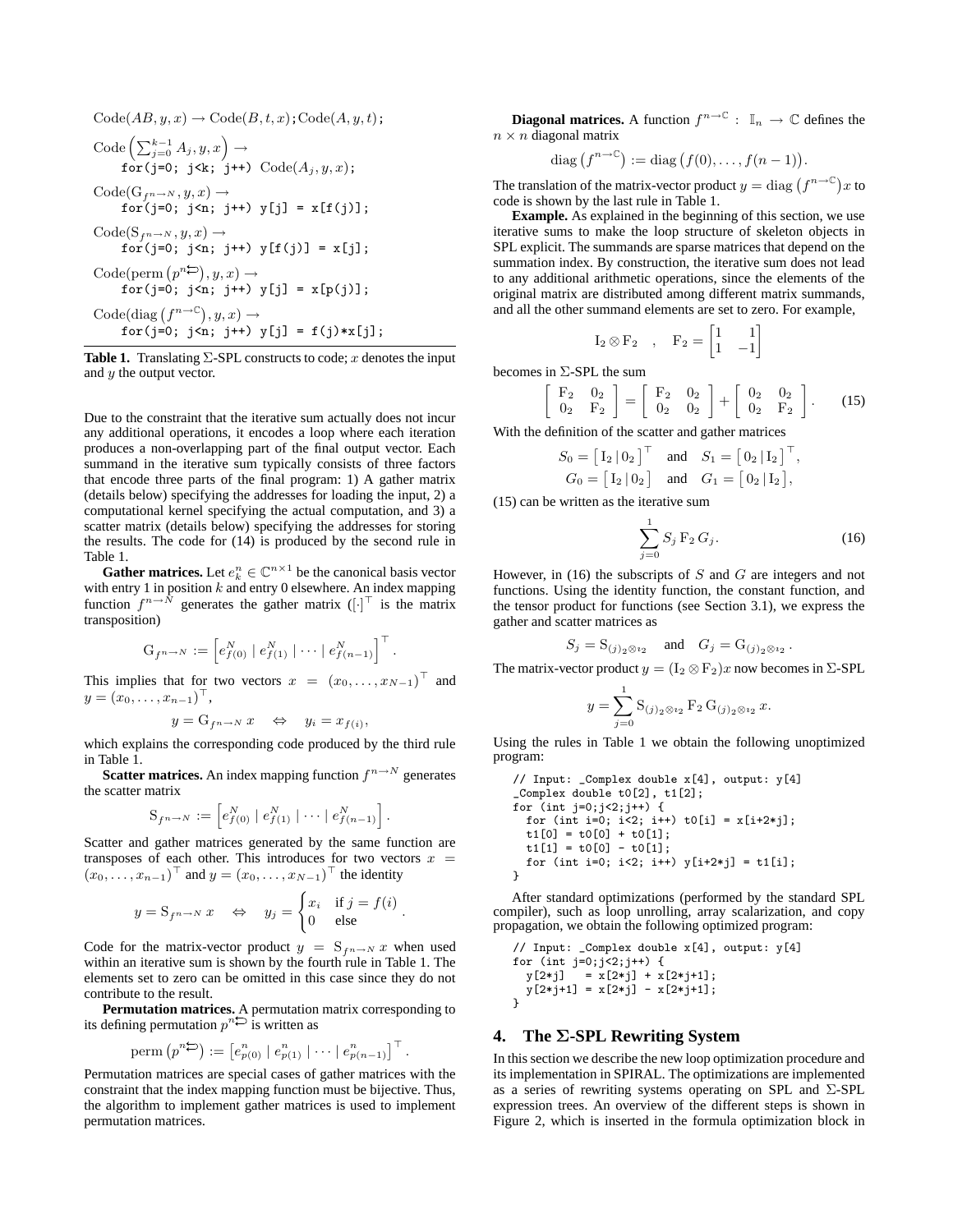$$\text{Code}(AB, y, x) \to \text{Code}(B, t, x); \text{Code}(A, y, t);$$

$$\text{Code}\left(\sum_{j=0}^{k-1} A_j, y, x\right) \to$$
```
for(j=0; j<k; j++) Code(A_j, y, x);
```

$$\text{Code}(\text{G}_{f^{n\to N}}, y, x) \to$$
```
for(j=0; j<n; j++) y[j] = x[f(j)];
```

$$\text{Code}(\text{S}_{f^{n\to N}}, y, x) \to$$
```
for(j=0; j<n; j++) y[f(j)] = x[j];
```

$$\text{Code}(\text{perm}\left(p^{n\leftrightarrows}\right), y, x) \to$$
```
for(j=0; j<n; j++) y[j] = x[p(j)];
```

$$\text{Code}(\text{diag}\left(f^{n\to\mathbb{C}}\right), y, x) \to$$
```
for(j=0; j<n; j++) y[j] = f(j)*x[j];
```

**Table 1.** Translating $\Sigma$-SPL constructs to code; $x$ denotes the input and $y$ the output vector.

Due to the constraint that the iterative sum actually does not incur any additional operations, it encodes a loop where each iteration produces a non-overlapping part of the final output vector. Each summand in the iterative sum typically consists of three factors that encode three parts of the final program: 1) A gather matrix (details below) specifying the addresses for loading the input, 2) a computational kernel specifying the actual computation, and 3) a scatter matrix (details below) specifying the addresses for storing the results. The code for (14) is produced by the second rule in Table 1.

**Gather matrices.** Let $e_k^n \in \mathbb{C}^{n\times 1}$ be the canonical basis vector with entry 1 in position $k$ and entry 0 elsewhere. An index mapping function $f^{n\to N}$ generates the gather matrix ($[\cdot]^\top$ is the matrix transposition)

$$\text{G}_{f^{n\to N}} := \left[e_{f(0)}^N \mid e_{f(1)}^N \mid \cdots \mid e_{f(n-1)}^N\right]^\top.$$

This implies that for two vectors $x = (x_0, \ldots, x_{N-1})^\top$ and $y = (x_0, \ldots, x_{n-1})^\top$,

$$y = \text{G}_{f^{n\to N}}\, x \quad \Leftrightarrow \quad y_i = x_{f(i)},$$

which explains the corresponding code produced by the third rule in Table 1.

**Scatter matrices.** An index mapping function $f^{n\to N}$ generates the scatter matrix

$$\text{S}_{f^{n\to N}} := \left[e_{f(0)}^N \mid e_{f(1)}^N \mid \cdots \mid e_{f(n-1)}^N\right].$$

Scatter and gather matrices generated by the same function are transposes of each other. This introduces for two vectors $x = (x_0, \ldots, x_{n-1})^\top$ and $y = (x_0, \ldots, x_{N-1})^\top$ the identity

$$y = \text{S}_{f^{n\to N}}\, x \quad \Leftrightarrow \quad y_j = \begin{cases} x_i & \text{if } j = f(i) \\ 0 & \text{else} \end{cases}.$$

Code for the matrix-vector product $y = \text{S}_{f^{n\to N}}\, x$ when used within an iterative sum is shown by the fourth rule in Table 1. The elements set to zero can be omitted in this case since they do not contribute to the result.

**Permutation matrices.** A permutation matrix corresponding to its defining permutation $p^{n\leftrightarrows}$ is written as

$$\text{perm}\left(p^{n\leftrightarrows}\right) := \left[e_{p(0)}^n \mid e_{p(1)}^n \mid \cdots \mid e_{p(n-1)}^n\right]^\top.$$

Permutation matrices are special cases of gather matrices with the constraint that the index mapping function must be bijective. Thus, the algorithm to implement gather matrices is used to implement permutation matrices.

**Diagonal matrices.** A function $f^{n\to\mathbb{C}} : \mathbb{I}_n \to \mathbb{C}$ defines the $n \times n$ diagonal matrix

$$\text{diag}\left(f^{n\to\mathbb{C}}\right) := \text{diag}\left(f(0), \ldots, f(n-1)\right).$$

The translation of the matrix-vector product $y = \text{diag}\left(f^{n\to\mathbb{C}}\right)x$ to code is shown by the last rule in Table 1.

**Example.** As explained in the beginning of this section, we use iterative sums to make the loop structure of skeleton objects in SPL explicit. The summands are sparse matrices that depend on the summation index. By construction, the iterative sum does not lead to any additional arithmetic operations, since the elements of the original matrix are distributed among different matrix summands, and all the other summand elements are set to zero. For example,

$$\text{I}_2 \otimes \text{F}_2 \quad , \quad \text{F}_2 = \begin{bmatrix} 1 & 1 \\ 1 & -1 \end{bmatrix}$$

becomes in $\Sigma$-SPL the sum

$$\begin{bmatrix} \text{F}_2 & 0_2 \\ 0_2 & \text{F}_2 \end{bmatrix} = \begin{bmatrix} \text{F}_2 & 0_2 \\ 0_2 & 0_2 \end{bmatrix} + \begin{bmatrix} 0_2 & 0_2 \\ 0_2 & \text{F}_2 \end{bmatrix}. \qquad (15)$$

With the definition of the scatter and gather matrices

$$S_0 = \left[\,\text{I}_2 \,|\, 0_2\,\right]^\top \quad \text{and} \quad S_1 = \left[\,0_2 \,|\, \text{I}_2\,\right]^\top,$$
$$G_0 = \left[\,\text{I}_2 \,|\, 0_2\,\right] \quad \text{and} \quad G_1 = \left[\,0_2 \,|\, \text{I}_2\,\right],$$

(15) can be written as the iterative sum

$$\sum_{j=0}^{1} S_j\, \text{F}_2\, G_j. \qquad (16)$$

However, in (16) the subscripts of $S$ and $G$ are integers and not functions. Using the identity function, the constant function, and the tensor product for functions (see Section 3.1), we express the gather and scatter matrices as

$$S_j = \text{S}_{(j)_2 \otimes \imath_2} \quad \text{and} \quad G_j = \text{G}_{(j)_2 \otimes \imath_2}.$$

The matrix-vector product $y = (\text{I}_2 \otimes \text{F}_2)x$ now becomes in $\Sigma$-SPL

$$y = \sum_{j=0}^{1} \text{S}_{(j)_2 \otimes \imath_2}\, \text{F}_2\, \text{G}_{(j)_2 \otimes \imath_2}\, x.$$

Using the rules in Table 1 we obtain the following unoptimized program:

```
// Input: _Complex double x[4], output: y[4]
_Complex double t0[2], t1[2];
for (int j=0;j<2;j++) {
  for (int i=0; i<2; i++) t0[i] = x[i+2*j];
  t1[0] = t0[0] + t0[1];
  t1[1] = t0[0] - t0[1];
  for (int i=0; i<2; i++) y[i+2*j] = t1[i];
}
```

After standard optimizations (performed by the standard SPL compiler), such as loop unrolling, array scalarization, and copy propagation, we obtain the following optimized program:

```
// Input: _Complex double x[4], output: y[4]
for (int j=0;j<2;j++) {
  y[2*j]   = x[2*j] + x[2*j+1];
  y[2*j+1] = x[2*j] - x[2*j+1];
}
```

## 4. The $\Sigma$-SPL Rewriting System

In this section we describe the new loop optimization procedure and its implementation in SPIRAL. The optimizations are implemented as a series of rewriting systems operating on SPL and $\Sigma$-SPL expression trees. An overview of the different steps is shown in Figure 2, which is inserted in the formula optimization block in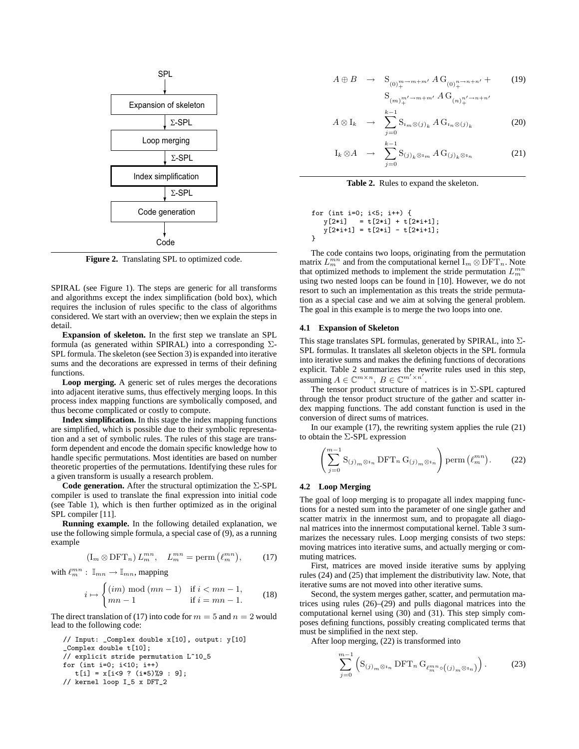SPL → Expansion of skeleton → Σ-SPL → Loop merging → Σ-SPL → **Index simplification** → Σ-SPL → Code generation → Code

**Figure 2.** Translating SPL to optimized code.

SPIRAL (see Figure 1). The steps are generic for all transforms and algorithms except the index simplification (bold box), which requires the inclusion of rules specific to the class of algorithms considered. We start with an overview; then we explain the steps in detail.

**Expansion of skeleton.** In the first step we translate an SPL formula (as generated within SPIRAL) into a corresponding Σ-SPL formula. The skeleton (see Section 3) is expanded into iterative sums and the decorations are expressed in terms of their defining functions.

**Loop merging.** A generic set of rules merges the decorations into adjacent iterative sums, thus effectively merging loops. In this process index mapping functions are symbolically composed, and thus become complicated or costly to compute.

**Index simplification.** In this stage the index mapping functions are simplified, which is possible due to their symbolic representation and a set of symbolic rules. The rules of this stage are transform dependent and encode the domain specific knowledge how to handle specific permutations. Most identities are based on number theoretic properties of the permutations. Identifying these rules for a given transform is usually a research problem.

**Code generation.** After the structural optimization the Σ-SPL compiler is used to translate the final expression into initial code (see Table 1), which is then further optimized as in the original SPL compiler [11].

**Running example.** In the following detailed explanation, we use the following simple formula, a special case of (9), as a running example

$$(\mathrm{I}_m \otimes \mathrm{DFT}_n)\, L^{mn}_m, \quad L^{mn}_m = \mathrm{perm}\left(\ell^{mn}_m\right), \tag{17}$$

with $\ell^{mn}_m : \mathbb{I}_{mn} \to \mathbb{I}_{mn}$, mapping

$$i \mapsto \begin{cases} (im) \bmod (mn-1) & \text{if } i < mn-1, \\ mn-1 & \text{if } i = mn-1. \end{cases} \tag{18}$$

The direct translation of (17) into code for $m = 5$ and $n = 2$ would lead to the following code:

```
// Input: _Complex double x[10], output: y[10]
_Complex double t[10];
// explicit stride permutation L^10_5
for (int i=0; i<10; i++)
   t[i] = x[i<9 ? (i*5)%9 : 9];
// kernel loop I_5 x DFT_2
for (int i=0; i<5; i++) {
   y[2*i]   = t[2*i] + t[2*i+1];
   y[2*i+1] = t[2*i] - t[2*i+1];
}
```

The code contains two loops, originating from the permutation matrix $L^{mn}_m$ and from the computational kernel $\mathrm{I}_m \otimes \mathrm{DFT}_n$. Note that optimized methods to implement the stride permutation $L^{mn}_m$ using two nested loops can be found in [10]. However, we do not resort to such an implementation as this treats the stride permutation as a special case and we aim at solving the general problem. The goal in this example is to merge the two loops into one.

$$A \oplus B \quad \rightarrow \quad \mathrm{S}_{(0)^{m\to m+m'}_{+}}\, A\, \mathrm{G}_{(0)^{n\to n+n'}_{+}} + \mathrm{S}_{(m)^{m'\to m+m'}_{+}}\, A\, \mathrm{G}_{(n)^{n'\to n+n'}_{+}} \tag{19}$$

$$A \otimes \mathrm{I}_k \quad \rightarrow \quad \sum_{j=0}^{k-1} \mathrm{S}_{\imath_m \otimes (j)_k}\, A\, \mathrm{G}_{\imath_n \otimes (j)_k} \tag{20}$$

$$\mathrm{I}_k \otimes A \quad \rightarrow \quad \sum_{j=0}^{k-1} \mathrm{S}_{(j)_k \otimes \imath_m}\, A\, \mathrm{G}_{(j)_k \otimes \imath_n} \tag{21}$$

**Table 2.** Rules to expand the skeleton.

### 4.1 Expansion of Skeleton

This stage translates SPL formulas, generated by SPIRAL, into Σ-SPL formulas. It translates all skeleton objects in the SPL formula into iterative sums and makes the defining functions of decorations explicit. Table 2 summarizes the rewrite rules used in this step, assuming $A \in \mathbb{C}^{m\times n},\ B \in \mathbb{C}^{m'\times n'}$.

The tensor product structure of matrices is in Σ-SPL captured through the tensor product structure of the gather and scatter index mapping functions. The add constant function is used in the conversion of direct sums of matrices.

In our example (17), the rewriting system applies the rule (21) to obtain the Σ-SPL expression

$$\left(\sum_{j=0}^{m-1} \mathrm{S}_{(j)_m \otimes \imath_n}\, \mathrm{DFT}_n\, \mathrm{G}_{(j)_m \otimes \imath_n}\right) \mathrm{perm}\left(\ell^{mn}_m\right). \tag{22}$$

### 4.2 Loop Merging

The goal of loop merging is to propagate all index mapping functions for a nested sum into the parameter of one single gather and scatter matrix in the innermost sum, and to propagate all diagonal matrices into the innermost computational kernel. Table 3 summarizes the necessary rules. Loop merging consists of two steps: moving matrices into iterative sums, and actually merging or commuting matrices.

First, matrices are moved inside iterative sums by applying rules (24) and (25) that implement the distributivity law. Note, that iterative sums are not moved into other iterative sums.

Second, the system merges gather, scatter, and permutation matrices using rules (26)–(29) and pulls diagonal matrices into the computational kernel using (30) and (31). This step simply composes defining functions, possibly creating complicated terms that must be simplified in the next step.

After loop merging, (22) is transformed into

$$\sum_{j=0}^{m-1} \left(\mathrm{S}_{(j)_m \otimes \imath_n}\, \mathrm{DFT}_n\, \mathrm{G}_{\ell^{mn}_m \circ \left((j)_m \otimes \imath_n\right)}\right). \tag{23}$$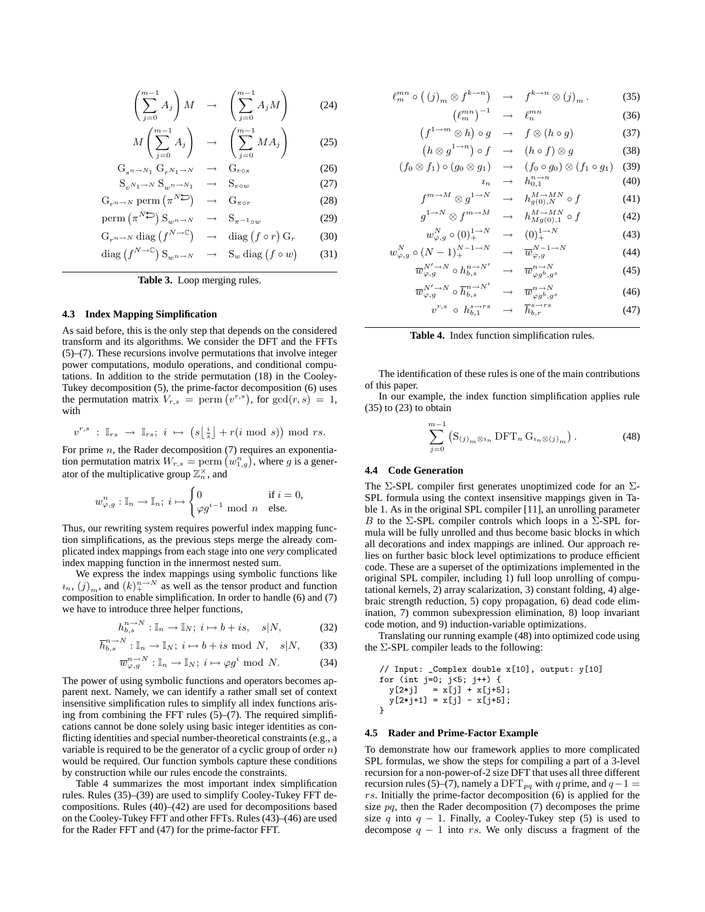$$\left(\sum_{j=0}^{m-1} A_j\right) M \quad \rightarrow \quad \left(\sum_{j=0}^{m-1} A_j M\right) \tag{24}$$

$$M\left(\sum_{j=0}^{m-1} A_j\right) \quad \rightarrow \quad \left(\sum_{j=0}^{m-1} M A_j\right) \tag{25}$$

$$\mathrm{G}_{s^{n \to N_1}}\, \mathrm{G}_{r^{N_1 \to N}} \quad \rightarrow \quad \mathrm{G}_{r \circ s} \tag{26}$$

$$\mathrm{S}_{v^{N_1 \to N}}\, \mathrm{S}_{w^{n \to N_1}} \quad \rightarrow \quad \mathrm{S}_{v \circ w} \tag{27}$$

$$\mathrm{G}_{r^{n \to N}} \operatorname{perm}\left(\pi^{N \circlearrowleft}\right) \quad \rightarrow \quad \mathrm{G}_{\pi \circ r} \tag{28}$$

$$\operatorname{perm}\left(\pi^{N \circlearrowleft}\right) \mathrm{S}_{w^{n \to N}} \quad \rightarrow \quad \mathrm{S}_{\pi^{-1} \circ w} \tag{29}$$

$$\mathrm{G}_{r^{n \to N}} \operatorname{diag}\left(f^{N \to \mathbb{C}}\right) \quad \rightarrow \quad \operatorname{diag}\left(f \circ r\right) \mathrm{G}_r \tag{30}$$

$$\operatorname{diag}\left(f^{N \to \mathbb{C}}\right) \mathrm{S}_{w^{n \to N}} \quad \rightarrow \quad \mathrm{S}_w \operatorname{diag}\left(f \circ w\right) \tag{31}$$

**Table 3.** Loop merging rules.

$$\ell_m^{mn} \circ \left( (j)_m \otimes f^{k \to n} \right) \quad \rightarrow \quad f^{k \to n} \otimes (j)_m\,. \tag{35}$$

$$\left(\ell_m^{mn}\right)^{-1} \quad \rightarrow \quad \ell_n^{mn} \tag{36}$$

$$\left(f^{1 \to m} \otimes h\right) \circ g \quad \rightarrow \quad f \otimes (h \circ g) \tag{37}$$

$$\left(h \otimes g^{1 \to n}\right) \circ f \quad \rightarrow \quad (h \circ f) \otimes g \tag{38}$$

$$(f_0 \otimes f_1) \circ (g_0 \otimes g_1) \quad \rightarrow \quad (f_0 \circ g_0) \otimes (f_1 \circ g_1) \tag{39}$$

$$\imath_n \quad \rightarrow \quad h_{0,1}^{n \to n} \tag{40}$$

$$f^{m \to M} \otimes g^{1 \to N} \quad \rightarrow \quad h_{g(0),N}^{M \to MN} \circ f \tag{41}$$

$$g^{1 \to N} \otimes f^{m \to M} \quad \rightarrow \quad h_{Mg(0),1}^{M \to MN} \circ f \tag{42}$$

$$w_{\varphi,g}^{N} \circ (0)_+^{1 \to N} \quad \rightarrow \quad (0)_+^{1 \to N} \tag{43}$$

$$w_{\varphi,g}^{N} \circ (N-1)_+^{N-1 \to N} \quad \rightarrow \quad \overline{w}_{\varphi,g}^{N-1 \to N} \tag{44}$$

$$\overline{w}_{\varphi,g}^{N' \to N} \circ h_{b,s}^{n \to N'} \quad \rightarrow \quad \overline{w}_{\varphi g^b, g^s}^{n \to N} \tag{45}$$

$$\overline{w}_{\varphi,g}^{N' \to N} \circ \overline{h}_{b,s}^{n \to N'} \quad \rightarrow \quad \overline{w}_{\varphi g^b, g^s}^{n \to N} \tag{46}$$

$$v^{r,s} \;\circ\; h_{b,1}^{s \to rs} \quad \rightarrow \quad \overline{h}_{b,r}^{s \to rs} \tag{47}$$

**Table 4.** Index function simplification rules.

### 4.3 Index Mapping Simplification

As said before, this is the only step that depends on the considered transform and its algorithms. We consider the DFT and the FFTs (5)–(7). These recursions involve permutations that involve integer power computations, modulo operations, and conditional computations. In addition to the stride permutation (18) in the Cooley-Tukey decomposition (5), the prime-factor decomposition (6) uses the permutation matrix $V_{r,s} = \operatorname{perm}\left(v^{r,s}\right)$, for $\gcd(r,s) = 1$, with

$$v^{r,s} \;:\; \mathbb{I}_{rs} \;\rightarrow\; \mathbb{I}_{rs};\; i \;\mapsto\; \left(s\lfloor \tfrac{i}{s} \rfloor + r(i \bmod s)\right) \bmod rs.$$

For prime $n$, the Rader decomposition (7) requires an exponentiation permutation matrix $W_{r,s} = \operatorname{perm}\left(w_{1,g}^n\right)$, where $g$ is a generator of the multiplicative group $\mathbb{Z}_n^\times$, and

$$w_{\varphi,g}^n : \mathbb{I}_n \rightarrow \mathbb{I}_n;\; i \mapsto \begin{cases} 0 & \text{if } i = 0, \\ \varphi g^{i-1} \bmod n & \text{else.} \end{cases}$$

Thus, our rewriting system requires powerful index mapping function simplifications, as the previous steps merge the already complicated index mappings from each stage into one *very* complicated index mapping function in the innermost nested sum.

We express the index mappings using symbolic functions like $\imath_n$, $(j)_m$, and $(k)_+^{n \to N}$ as well as the tensor product and function composition to enable simplification. In order to handle (6) and (7) we have to introduce three helper functions,

$$h_{b,s}^{n \to N} : \mathbb{I}_n \rightarrow \mathbb{I}_N;\; i \mapsto b + is, \quad s|N, \tag{32}$$

$$\overline{h}_{b,s}^{n \to N} : \mathbb{I}_n \rightarrow \mathbb{I}_N;\; i \mapsto b + is \bmod N, \quad s|N, \tag{33}$$

$$\overline{w}_{\varphi,g}^{n \to N} : \mathbb{I}_n \rightarrow \mathbb{I}_N;\; i \mapsto \varphi g^i \bmod N. \tag{34}$$

The power of using symbolic functions and operators becomes apparent next. Namely, we can identify a rather small set of context insensitive simplification rules to simplify all index functions arising from combining the FFT rules (5)–(7). The required simplifications cannot be done solely using basic integer identities as conflicting identities and special number-theoretical constraints (e.g., a variable is required to be the generator of a cyclic group of order $n$) would be required. Our function symbols capture these conditions by construction while our rules encode the constraints.

Table 4 summarizes the most important index simplification rules. Rules (35)–(39) are used to simplify Cooley-Tukey FFT decompositions. Rules (40)–(42) are used for decompositions based on the Cooley-Tukey FFT and other FFTs. Rules (43)–(46) are used for the Rader FFT and (47) for the prime-factor FFT.

The identification of these rules is one of the main contributions of this paper.

In our example, the index function simplification applies rule (35) to (23) to obtain

$$\sum_{j=0}^{m-1} \left(\mathrm{S}_{(j)_m \otimes \imath_n}\, \mathrm{DFT}_n\, \mathrm{G}_{\imath_n \otimes (j)_m}\right). \tag{48}$$

### 4.4 Code Generation

The Σ-SPL compiler first generates unoptimized code for an Σ-SPL formula using the context insensitive mappings given in Table 1. As in the original SPL compiler [11], an unrolling parameter $B$ to the Σ-SPL compiler controls which loops in a Σ-SPL formula will be fully unrolled and thus become basic blocks in which all decorations and index mappings are inlined. Our approach relies on further basic block level optimizations to produce efficient code. These are a superset of the optimizations implemented in the original SPL compiler, including 1) full loop unrolling of computational kernels, 2) array scalarization, 3) constant folding, 4) algebraic strength reduction, 5) copy propagation, 6) dead code elimination, 7) common subexpression elimination, 8) loop invariant code motion, and 9) induction-variable optimizations.

Translating our running example (48) into optimized code using the Σ-SPL compiler leads to the following:

```
// Input: _Complex double x[10], output: y[10]
for (int j=0; j<5; j++) {
  y[2*j]   = x[j] + x[j+5];
  y[2*j+1] = x[j] - x[j+5];
}
```

### 4.5 Rader and Prime-Factor Example

To demonstrate how our framework applies to more complicated SPL formulas, we show the steps for compiling a part of a 3-level recursion for a non-power-of-2 size DFT that uses all three different recursion rules (5)–(7), namely a $\mathrm{DFT}_{pq}$ with $q$ prime, and $q-1 = rs$. Initially the prime-factor decomposition (6) is applied for the size $pq$, then the Rader decomposition (7) decomposes the prime size $q$ into $q-1$. Finally, a Cooley-Tukey step (5) is used to decompose $q-1$ into $rs$. We only discuss a fragment of the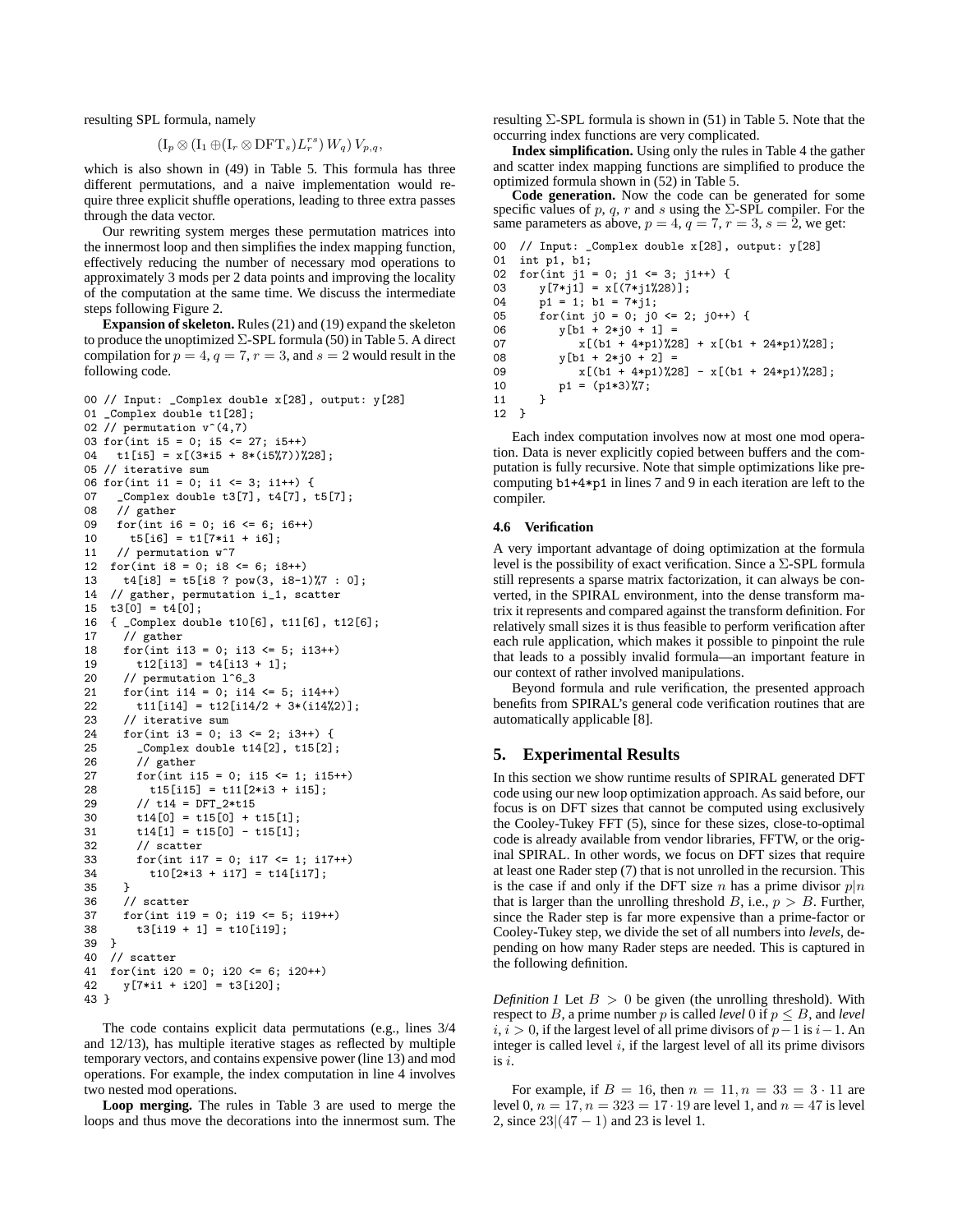resulting SPL formula, namely

$$(\mathrm{I}_p \otimes (\mathrm{I}_1 \oplus (\mathrm{I}_r \otimes \mathrm{DFT}_s) L^{rs}_r) W_q) V_{p,q},$$

which is also shown in (49) in Table 5. This formula has three different permutations, and a naive implementation would require three explicit shuffle operations, leading to three extra passes through the data vector.

Our rewriting system merges these permutation matrices into the innermost loop and then simplifies the index mapping function, effectively reducing the number of necessary mod operations to approximately 3 mods per 2 data points and improving the locality of the computation at the same time. We discuss the intermediate steps following Figure 2.

**Expansion of skeleton.** Rules (21) and (19) expand the skeleton to produce the unoptimized Σ-SPL formula (50) in Table 5. A direct compilation for $p = 4, q = 7, r = 3,$ and $s = 2$ would result in the following code.

```
00 // Input: _Complex double x[28], output: y[28]
01 _Complex double t1[28];
02 // permutation v^(4,7)
03 for(int i5 = 0; i5 <= 27; i5++)
04   t1[i5] = x[(3*i5 + 8*(i5%7))%28];
05 // iterative sum
06 for(int i1 = 0; i1 <= 3; i1++) {
07   _Complex double t3[7], t4[7], t5[7];
08   // gather
09   for(int i6 = 0; i6 <= 6; i6++)
10     t5[i6] = t1[7*i1 + i6];
11   // permutation w^7
12  for(int i8 = 0; i8 <= 6; i8++)
13    t4[i8] = t5[i8 ? pow(3, i8-1)%7 : 0];
14  // gather, permutation i_1, scatter
15  t3[0] = t4[0];
16  { _Complex double t10[6], t11[6], t12[6];
17    // gather
18    for(int i13 = 0; i13 <= 5; i13++)
19      t12[i13] = t4[i13 + 1];
20    // permutation l^6_3
21    for(int i14 = 0; i14 <= 5; i14++)
22      t11[i14] = t12[i14/2 + 3*(i14%2)];
23    // iterative sum
24    for(int i3 = 0; i3 <= 2; i3++) {
25      _Complex double t14[2], t15[2];
26      // gather
27      for(int i15 = 0; i15 <= 1; i15++)
28        t15[i15] = t11[2*i3 + i15];
29      // t14 = DFT_2*t15
30      t14[0] = t15[0] + t15[1];
31      t14[1] = t15[0] - t15[1];
32      // scatter
33      for(int i17 = 0; i17 <= 1; i17++)
34        t10[2*i3 + i17] = t14[i17];
35    }
36    // scatter
37    for(int i19 = 0; i19 <= 5; i19++)
38      t3[i19 + 1] = t10[i19];
39  }
40  // scatter
41  for(int i20 = 0; i20 <= 6; i20++)
42    y[7*i1 + i20] = t3[i20];
43 }
```

The code contains explicit data permutations (e.g., lines 3/4 and 12/13), has multiple iterative stages as reflected by multiple temporary vectors, and contains expensive power (line 13) and mod operations. For example, the index computation in line 4 involves two nested mod operations.

**Loop merging.** The rules in Table 3 are used to merge the loops and thus move the decorations into the innermost sum. The resulting Σ-SPL formula is shown in (51) in Table 5. Note that the occurring index functions are very complicated.

**Index simplification.** Using only the rules in Table 4 the gather and scatter index mapping functions are simplified to produce the optimized formula shown in (52) in Table 5.

**Code generation.** Now the code can be generated for some specific values of $p$, $q$, $r$ and $s$ using the Σ-SPL compiler. For the same parameters as above, $p = 4, q = 7, r = 3, s = 2$, we get:

```
00  // Input: _Complex double x[28], output: y[28]
01  int p1, b1;
02  for(int j1 = 0; j1 <= 3; j1++) {
03     y[7*j1] = x[(7*j1%28)];
04     p1 = 1; b1 = 7*j1;
05     for(int j0 = 0; j0 <= 2; j0++) {
06        y[b1 + 2*j0 + 1] =
07           x[(b1 + 4*p1)%28] + x[(b1 + 24*p1)%28];
08        y[b1 + 2*j0 + 2] =
09           x[(b1 + 4*p1)%28] - x[(b1 + 24*p1)%28];
10        p1 = (p1*3)%7;
11     }
12  }
```

Each index computation involves now at most one mod operation. Data is never explicitly copied between buffers and the computation is fully recursive. Note that simple optimizations like precomputing `b1+4*p1` in lines 7 and 9 in each iteration are left to the compiler.

### 4.6 Verification

A very important advantage of doing optimization at the formula level is the possibility of exact verification. Since a Σ-SPL formula still represents a sparse matrix factorization, it can always be converted, in the SPIRAL environment, into the dense transform matrix it represents and compared against the transform definition. For relatively small sizes it is thus feasible to perform verification after each rule application, which makes it possible to pinpoint the rule that leads to a possibly invalid formula—an important feature in our context of rather involved manipulations.

Beyond formula and rule verification, the presented approach benefits from SPIRAL's general code verification routines that are automatically applicable [8].

## 5. Experimental Results

In this section we show runtime results of SPIRAL generated DFT code using our new loop optimization approach. As said before, our focus is on DFT sizes that cannot be computed using exclusively the Cooley-Tukey FFT (5), since for these sizes, close-to-optimal code is already available from vendor libraries, FFTW, or the original SPIRAL. In other words, we focus on DFT sizes that require at least one Rader step (7) that is not unrolled in the recursion. This is the case if and only if the DFT size $n$ has a prime divisor $p|n$ that is larger than the unrolling threshold $B$, i.e., $p > B$. Further, since the Rader step is far more expensive than a prime-factor or Cooley-Tukey step, we divide the set of all numbers into *levels*, depending on how many Rader steps are needed. This is captured in the following definition.

*Definition 1* Let $B > 0$ be given (the unrolling threshold). With respect to $B$, a prime number $p$ is called *level* 0 if $p \leq B$, and *level* $i, i > 0$, if the largest level of all prime divisors of $p-1$ is $i-1$. An integer is called level $i$, if the largest level of all its prime divisors is $i$.

For example, if $B = 16$, then $n = 11, n = 33 = 3 \cdot 11$ are level 0, $n = 17, n = 323 = 17 \cdot 19$ are level 1, and $n = 47$ is level 2, since $23|(47 - 1)$ and 23 is level 1.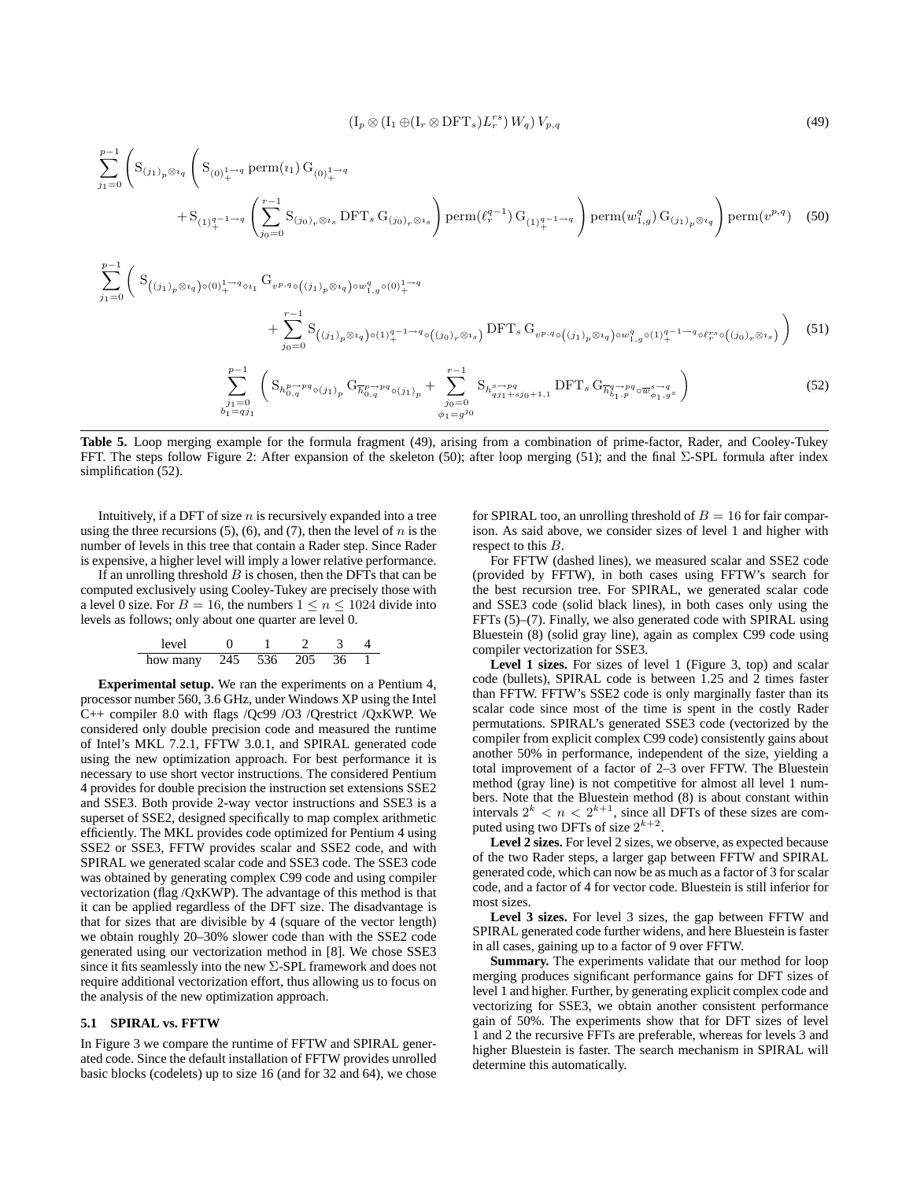$$(\mathrm{I}_p \otimes (\mathrm{I}_1 \oplus (\mathrm{I}_r \otimes \mathrm{DFT}_s) L_r^{rs}) \, W_q) \, V_{p,q} \tag{49}$$

$$\sum_{j_1=0}^{p-1} \Bigg( \mathrm{S}_{(j_1)_p \otimes \imath_q} \Bigg( \mathrm{S}_{(0)_+^{1\to q}} \, \mathrm{perm}(\imath_1) \, \mathrm{G}_{(0)_+^{1\to q}} + \mathrm{S}_{(1)_+^{q-1\to q}} \Bigg( \sum_{j_0=0}^{r-1} \mathrm{S}_{(j_0)_r \otimes \imath_s} \, \mathrm{DFT}_s \, \mathrm{G}_{(j_0)_r \otimes \imath_s} \Bigg) \mathrm{perm}(\ell_r^{q-1}) \, \mathrm{G}_{(1)_+^{q-1\to q}} \Bigg) \mathrm{perm}(w_{1,g}^q) \, \mathrm{G}_{(j_1)_p \otimes \imath_q} \Bigg) \mathrm{perm}(v^{p,q}) \tag{50}$$

$$\sum_{j_1=0}^{p-1} \Bigg( \mathrm{S}_{\left((j_1)_p \otimes \imath_q\right) \circ (0)_+^{1\to q} \circ \imath_1} \, \mathrm{G}_{v^{p,q} \circ \left((j_1)_p \otimes \imath_q\right) \circ w_{1,g}^q \circ (0)_+^{1\to q}} + \sum_{j_0=0}^{r-1} \mathrm{S}_{\left((j_1)_p \otimes \imath_q\right) \circ (1)_+^{q-1\to q} \circ \left((j_0)_r \otimes \imath_s\right)} \, \mathrm{DFT}_s \, \mathrm{G}_{v^{p,q} \circ \left((j_1)_p \otimes \imath_q\right) \circ w_{1,g}^q \circ (1)_+^{q-1\to q} \circ \ell_r^{rs} \circ \left((j_0)_r \otimes \imath_s\right)} \Bigg) \tag{51}$$

$$\sum_{\substack{j_1=0 \\ b_1 = q j_1}}^{p-1} \Bigg( \mathrm{S}_{h_{0,q}^{p\to pq} \circ (j_1)_p} \, \mathrm{G}_{\overline{h}_{0,q}^{p\to pq} \circ (j_1)_p} + \sum_{\substack{j_0=0 \\ \phi_1 = g^{j_0}}}^{r-1} \mathrm{S}_{h_{qj_1+sj_0+1,1}^{s\to pq}} \, \mathrm{DFT}_s \, \mathrm{G}_{\overline{h}_{b_1,p}^{q\to pq} \circ \overline{w}_{\phi_1,g^s}^{s\to q}} \Bigg) \tag{52}$$

**Table 5.** Loop merging example for the formula fragment (49), arising from a combination of prime-factor, Rader, and Cooley-Tukey FFT. The steps follow Figure 2: After expansion of the skeleton (50); after loop merging (51); and the final Σ-SPL formula after index simplification (52).

Intuitively, if a DFT of size $n$ is recursively expanded into a tree using the three recursions (5), (6), and (7), then the level of $n$ is the number of levels in this tree that contain a Rader step. Since Rader is expensive, a higher level will imply a lower relative performance.

If an unrolling threshold $B$ is chosen, then the DFTs that can be computed exclusively using Cooley-Tukey are precisely those with a level 0 size. For $B = 16$, the numbers $1 \leq n \leq 1024$ divide into levels as follows; only about one quarter are level 0.

| level | 0 | 1 | 2 | 3 | 4 |
|---|---|---|---|---|---|
| how many | 245 | 536 | 205 | 36 | 1 |

**Experimental setup.** We ran the experiments on a Pentium 4, processor number 560, 3.6 GHz, under Windows XP using the Intel C++ compiler 8.0 with flags /Qc99 /O3 /Qrestrict /QxKWP. We considered only double precision code and measured the runtime of Intel's MKL 7.2.1, FFTW 3.0.1, and SPIRAL generated code using the new optimization approach. For best performance it is necessary to use short vector instructions. The considered Pentium 4 provides for double precision the instruction set extensions SSE2 and SSE3. Both provide 2-way vector instructions and SSE3 is a superset of SSE2, designed specifically to map complex arithmetic efficiently. The MKL provides code optimized for Pentium 4 using SSE2 or SSE3, FFTW provides scalar and SSE2 code, and with SPIRAL we generated scalar code and SSE3 code. The SSE3 code was obtained by generating complex C99 code and using compiler vectorization (flag /QxKWP). The advantage of this method is that it can be applied regardless of the DFT size. The disadvantage is that for sizes that are divisible by 4 (square of the vector length) we obtain roughly 20–30% slower code than with the SSE2 code generated using our vectorization method in [8]. We chose SSE3 since it fits seamlessly into the new Σ-SPL framework and does not require additional vectorization effort, thus allowing us to focus on the analysis of the new optimization approach.

### 5.1 SPIRAL vs. FFTW

In Figure 3 we compare the runtime of FFTW and SPIRAL generated code. Since the default installation of FFTW provides unrolled basic blocks (codelets) up to size 16 (and for 32 and 64), we chose for SPIRAL too, an unrolling threshold of $B = 16$ for fair comparison. As said above, we consider sizes of level 1 and higher with respect to this $B$.

For FFTW (dashed lines), we measured scalar and SSE2 code (provided by FFTW), in both cases using FFTW's search for the best recursion tree. For SPIRAL, we generated scalar code and SSE3 code (solid black lines), in both cases only using the FFTs (5)–(7). Finally, we also generated code with SPIRAL using Bluestein (8) (solid gray line), again as complex C99 code using compiler vectorization for SSE3.

**Level 1 sizes.** For sizes of level 1 (Figure 3, top) and scalar code (bullets), SPIRAL code is between 1.25 and 2 times faster than FFTW. FFTW's SSE2 code is only marginally faster than its scalar code since most of the time is spent in the costly Rader permutations. SPIRAL's generated SSE3 code (vectorized by the compiler from explicit complex C99 code) consistently gains about another 50% in performance, independent of the size, yielding a total improvement of a factor of 2–3 over FFTW. The Bluestein method (gray line) is not competitive for almost all level 1 numbers. Note that the Bluestein method (8) is about constant within intervals $2^k < n < 2^{k+1}$, since all DFTs of these sizes are computed using two DFTs of size $2^{k+2}$.

**Level 2 sizes.** For level 2 sizes, we observe, as expected because of the two Rader steps, a larger gap between FFTW and SPIRAL generated code, which can now be as much as a factor of 3 for scalar code, and a factor of 4 for vector code. Bluestein is still inferior for most sizes.

**Level 3 sizes.** For level 3 sizes, the gap between FFTW and SPIRAL generated code further widens, and here Bluestein is faster in all cases, gaining up to a factor of 9 over FFTW.

**Summary.** The experiments validate that our method for loop merging produces significant performance gains for DFT sizes of level 1 and higher. Further, by generating explicit complex code and vectorizing for SSE3, we obtain another consistent performance gain of 50%. The experiments show that for DFT sizes of level 1 and 2 the recursive FFTs are preferable, whereas for levels 3 and higher Bluestein is faster. The search mechanism in SPIRAL will determine this automatically.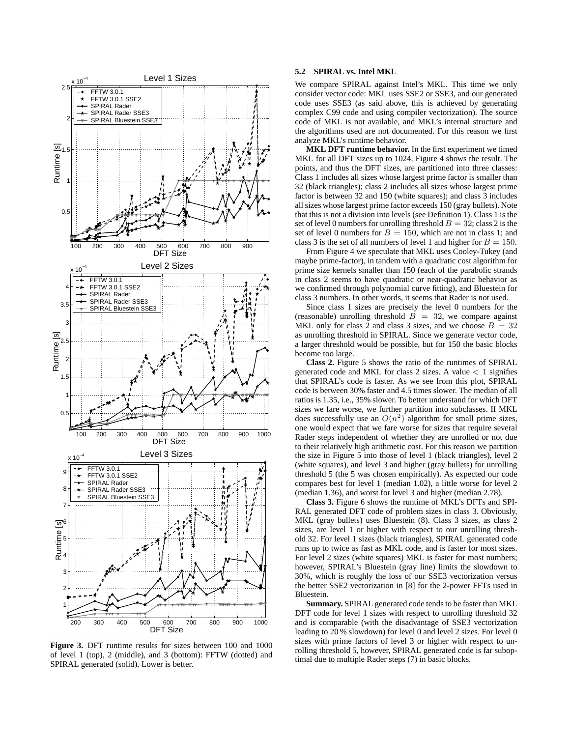Figure 3. DFT runtime results for sizes between 100 and 1000 of level 1 (top), 2 (middle), and 3 (bottom): FFTW (dotted) and SPIRAL generated (solid). Lower is better.

### 5.2 SPIRAL vs. Intel MKL

We compare SPIRAL against Intel's MKL. This time we only consider vector code: MKL uses SSE2 or SSE3, and our generated code uses SSE3 (as said above, this is achieved by generating complex C99 code and using compiler vectorization). The source code of MKL is not available, and MKL's internal structure and the algorithms used are not documented. For this reason we first analyze MKL's runtime behavior.

**MKL DFT runtime behavior.** In the first experiment we timed MKL for all DFT sizes up to 1024. Figure 4 shows the result. The points, and thus the DFT sizes, are partitioned into three classes: Class 1 includes all sizes whose largest prime factor is smaller than 32 (black triangles); class 2 includes all sizes whose largest prime factor is between 32 and 150 (white squares); and class 3 includes all sizes whose largest prime factor exceeds 150 (gray bullets). Note that this is not a division into levels (see Definition 1). Class 1 is the set of level 0 numbers for unrolling threshold $B = 32$; class 2 is the set of level 0 numbers for $B = 150$, which are not in class 1; and class 3 is the set of all numbers of level 1 and higher for $B = 150$.

From Figure 4 we speculate that MKL uses Cooley-Tukey (and maybe prime-factor), in tandem with a quadratic cost algorithm for prime size kernels smaller than 150 (each of the parabolic strands in class 2 seems to have quadratic or near-quadratic behavior as we confirmed through polynomial curve fitting), and Bluestein for class 3 numbers. In other words, it seems that Rader is not used.

Since class 1 sizes are precisely the level 0 numbers for the (reasonable) unrolling threshold $B = 32$, we compare against MKL only for class 2 and class 3 sizes, and we choose $B = 32$ as unrolling threshold in SPIRAL. Since we generate vector code, a larger threshold would be possible, but for 150 the basic blocks become too large.

**Class 2.** Figure 5 shows the ratio of the runtimes of SPIRAL generated code and MKL for class 2 sizes. A value $< 1$ signifies that SPIRAL's code is faster. As we see from this plot, SPIRAL code is between 30% faster and 4.5 times slower. The median of all ratios is 1.35, i.e., 35% slower. To better understand for which DFT sizes we fare worse, we further partition into subclasses. If MKL does successfully use an $O(n^2)$ algorithm for small prime sizes, one would expect that we fare worse for sizes that require several Rader steps independent of whether they are unrolled or not due to their relatively high arithmetic cost. For this reason we partition the size in Figure 5 into those of level 1 (black triangles), level 2 (white squares), and level 3 and higher (gray bullets) for unrolling threshold 5 (the 5 was chosen empirically). As expected our code compares best for level 1 (median 1.02), a little worse for level 2 (median 1.36), and worst for level 3 and higher (median 2.78).

**Class 3.** Figure 6 shows the runtime of MKL's DFTs and SPIRAL generated DFT code of problem sizes in class 3. Obviously, MKL (gray bullets) uses Bluestein (8). Class 3 sizes, as class 2 sizes, are level 1 or higher with respect to our unrolling threshold 32. For level 1 sizes (black triangles), SPIRAL generated code runs up to twice as fast as MKL code, and is faster for most sizes. For level 2 sizes (white squares) MKL is faster for most numbers; however, SPIRAL's Bluestein (gray line) limits the slowdown to 30%, which is roughly the loss of our SSE3 vectorization versus the better SSE2 vectorization in [8] for the 2-power FFTs used in Bluestein.

**Summary.** SPIRAL generated code tends to be faster than MKL DFT code for level 1 sizes with respect to unrolling threshold 32 and is comparable (with the disadvantage of SSE3 vectorization leading to 20 % slowdown) for level 0 and level 2 sizes. For level 0 sizes with prime factors of level 3 or higher with respect to unrolling threshold 5, however, SPIRAL generated code is far suboptimal due to multiple Rader steps (7) in basic blocks.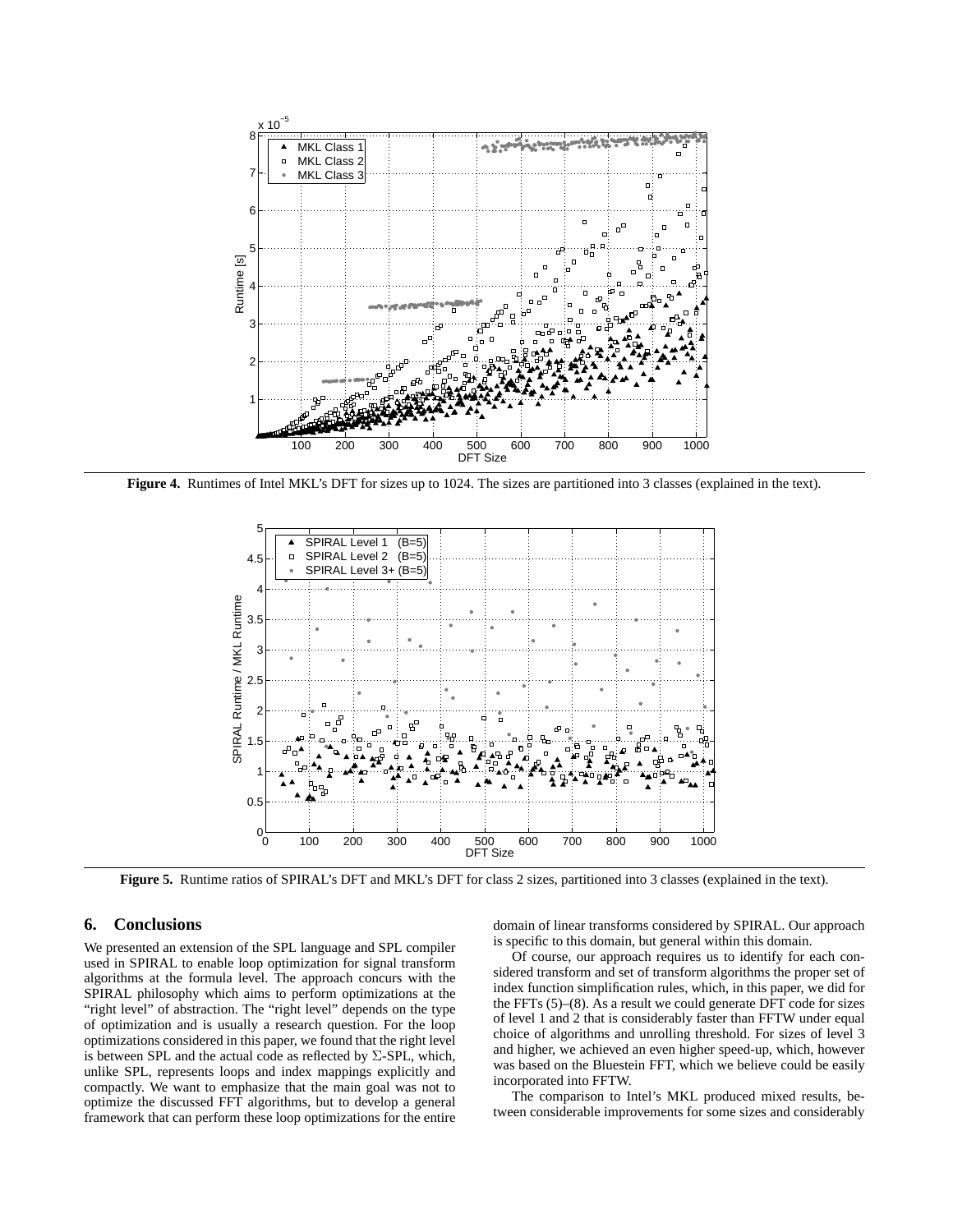**Figure 4.** Runtimes of Intel MKL's DFT for sizes up to 1024. The sizes are partitioned into 3 classes (explained in the text).

**Figure 5.** Runtime ratios of SPIRAL's DFT and MKL's DFT for class 2 sizes, partitioned into 3 classes (explained in the text).

## 6. Conclusions

We presented an extension of the SPL language and SPL compiler used in SPIRAL to enable loop optimization for signal transform algorithms at the formula level. The approach concurs with the SPIRAL philosophy which aims to perform optimizations at the "right level" of abstraction. The "right level" depends on the type of optimization and is usually a research question. For the loop optimizations considered in this paper, we found that the right level is between SPL and the actual code as reflected by Σ-SPL, which, unlike SPL, represents loops and index mappings explicitly and compactly. We want to emphasize that the main goal was not to optimize the discussed FFT algorithms, but to develop a general framework that can perform these loop optimizations for the entire domain of linear transforms considered by SPIRAL. Our approach is specific to this domain, but general within this domain.

Of course, our approach requires us to identify for each considered transform and set of transform algorithms the proper set of index function simplification rules, which, in this paper, we did for the FFTs (5)–(8). As a result we could generate DFT code for sizes of level 1 and 2 that is considerably faster than FFTW under equal choice of algorithms and unrolling threshold. For sizes of level 3 and higher, we achieved an even higher speed-up, which, however was based on the Bluestein FFT, which we believe could be easily incorporated into FFTW.

The comparison to Intel's MKL produced mixed results, between considerable improvements for some sizes and considerably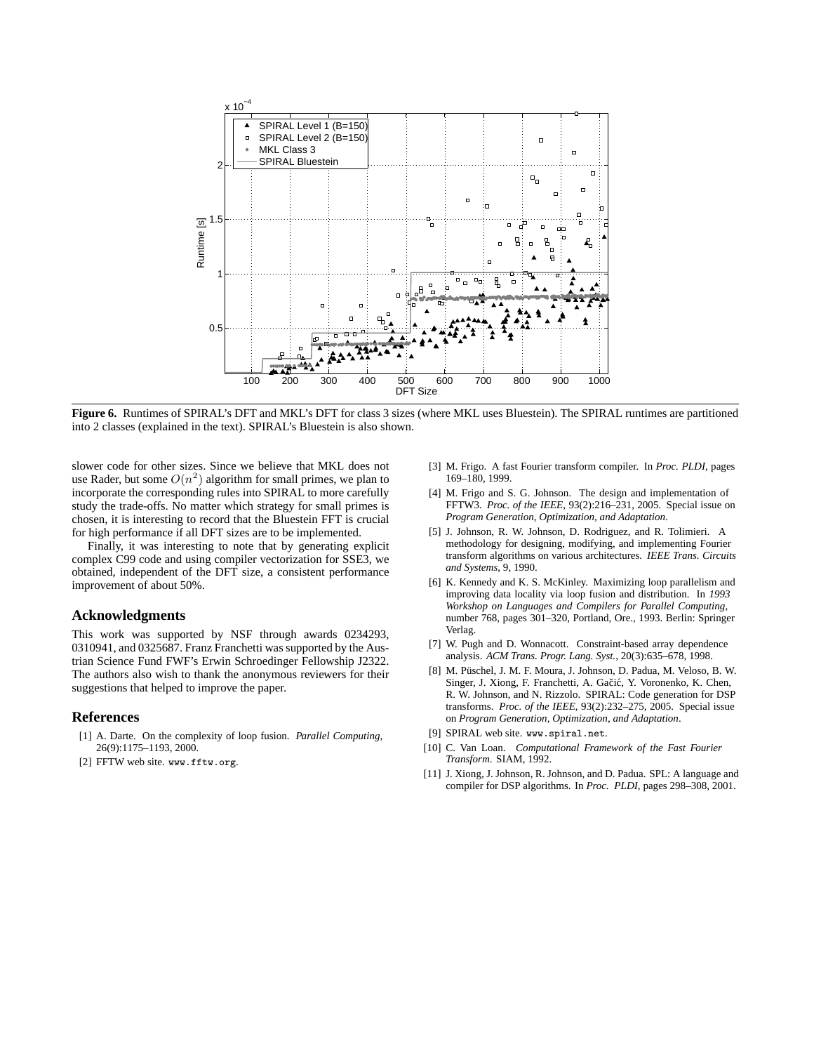x $10^{-4}$

SPIRAL Level 1 (B=150)
SPIRAL Level 2 (B=150)
MKL Class 3
SPIRAL Bluestein

Runtime [s]

2
1.5
1
0.5

100 200 300 400 500 600 700 800 900 1000

DFT Size

**Figure 6.** Runtimes of SPIRAL's DFT and MKL's DFT for class 3 sizes (where MKL uses Bluestein). The SPIRAL runtimes are partitioned into 2 classes (explained in the text). SPIRAL's Bluestein is also shown.

slower code for other sizes. Since we believe that MKL does not use Rader, but some $O(n^2)$ algorithm for small primes, we plan to incorporate the corresponding rules into SPIRAL to more carefully study the trade-offs. No matter which strategy for small primes is chosen, it is interesting to record that the Bluestein FFT is crucial for high performance if all DFT sizes are to be implemented.

Finally, it was interesting to note that by generating explicit complex C99 code and using compiler vectorization for SSE3, we obtained, independent of the DFT size, a consistent performance improvement of about 50%.

## Acknowledgments

This work was supported by NSF through awards 0234293, 0310941, and 0325687. Franz Franchetti was supported by the Austrian Science Fund FWF's Erwin Schroedinger Fellowship J2322. The authors also wish to thank the anonymous reviewers for their suggestions that helped to improve the paper.

## References

[1] A. Darte. On the complexity of loop fusion. *Parallel Computing*, 26(9):1175–1193, 2000.

[2] FFTW web site. www.fftw.org.

[3] M. Frigo. A fast Fourier transform compiler. In *Proc. PLDI*, pages 169–180, 1999.

[4] M. Frigo and S. G. Johnson. The design and implementation of FFTW3. *Proc. of the IEEE*, 93(2):216–231, 2005. Special issue on *Program Generation, Optimization, and Adaptation*.

[5] J. Johnson, R. W. Johnson, D. Rodriguez, and R. Tolimieri. A methodology for designing, modifying, and implementing Fourier transform algorithms on various architectures. *IEEE Trans. Circuits and Systems*, 9, 1990.

[6] K. Kennedy and K. S. McKinley. Maximizing loop parallelism and improving data locality via loop fusion and distribution. In *1993 Workshop on Languages and Compilers for Parallel Computing*, number 768, pages 301–320, Portland, Ore., 1993. Berlin: Springer Verlag.

[7] W. Pugh and D. Wonnacott. Constraint-based array dependence analysis. *ACM Trans. Progr. Lang. Syst.*, 20(3):635–678, 1998.

[8] M. Püschel, J. M. F. Moura, J. Johnson, D. Padua, M. Veloso, B. W. Singer, J. Xiong, F. Franchetti, A. Gačić, Y. Voronenko, K. Chen, R. W. Johnson, and N. Rizzolo. SPIRAL: Code generation for DSP transforms. *Proc. of the IEEE*, 93(2):232–275, 2005. Special issue on *Program Generation, Optimization, and Adaptation*.

[9] SPIRAL web site. www.spiral.net.

[10] C. Van Loan. *Computational Framework of the Fast Fourier Transform*. SIAM, 1992.

[11] J. Xiong, J. Johnson, R. Johnson, and D. Padua. SPL: A language and compiler for DSP algorithms. In *Proc. PLDI*, pages 298–308, 2001.